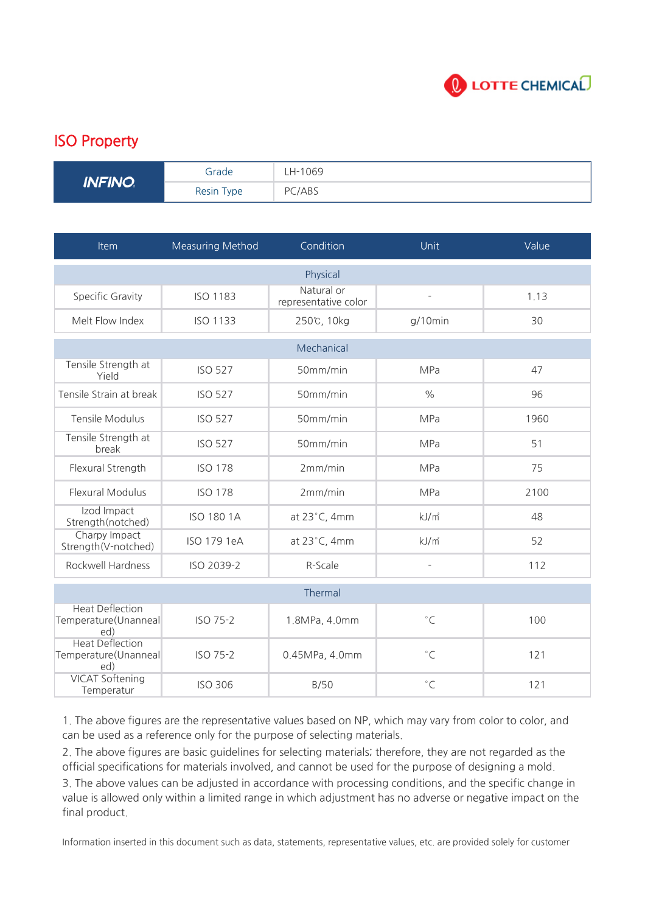LOTTE CHEMICAL

## ISO Property

| INFINO | Grade | LH-1069 |
|---|---|---|
| | Resin Type | PC/ABS |

| Item | Measuring Method | Condition | Unit | Value |
|---|---|---|---|---|
| Physical | | | | |
| Specific Gravity | ISO 1183 | Natural or representative color | - | 1.13 |
| Melt Flow Index | ISO 1133 | 250℃, 10kg | g/10min | 30 |
| Mechanical | | | | |
| Tensile Strength at Yield | ISO 527 | 50mm/min | MPa | 47 |
| Tensile Strain at break | ISO 527 | 50mm/min | % | 96 |
| Tensile Modulus | ISO 527 | 50mm/min | MPa | 1960 |
| Tensile Strength at break | ISO 527 | 50mm/min | MPa | 51 |
| Flexural Strength | ISO 178 | 2mm/min | MPa | 75 |
| Flexural Modulus | ISO 178 | 2mm/min | MPa | 2100 |
| Izod Impact Strength(notched) | ISO 180 1A | at 23˚C, 4mm | kJ/㎡ | 48 |
| Charpy Impact Strength(V-notched) | ISO 179 1eA | at 23˚C, 4mm | kJ/㎡ | 52 |
| Rockwell Hardness | ISO 2039-2 | R-Scale | - | 112 |
| Thermal | | | | |
| Heat Deflection Temperature(Unannealed) | ISO 75-2 | 1.8MPa, 4.0mm | ˚C | 100 |
| Heat Deflection Temperature(Unannealed) | ISO 75-2 | 0.45MPa, 4.0mm | ˚C | 121 |
| VICAT Softening Temperatur | ISO 306 | B/50 | ˚C | 121 |

1. The above figures are the representative values based on NP, which may vary from color to color, and can be used as a reference only for the purpose of selecting materials.
2. The above figures are basic guidelines for selecting materials; therefore, they are not regarded as the official specifications for materials involved, and cannot be used for the purpose of designing a mold.
3. The above values can be adjusted in accordance with processing conditions, and the specific change in value is allowed only within a limited range in which adjustment has no adverse or negative impact on the final product.

Information inserted in this document such as data, statements, representative values, etc. are provided solely for customer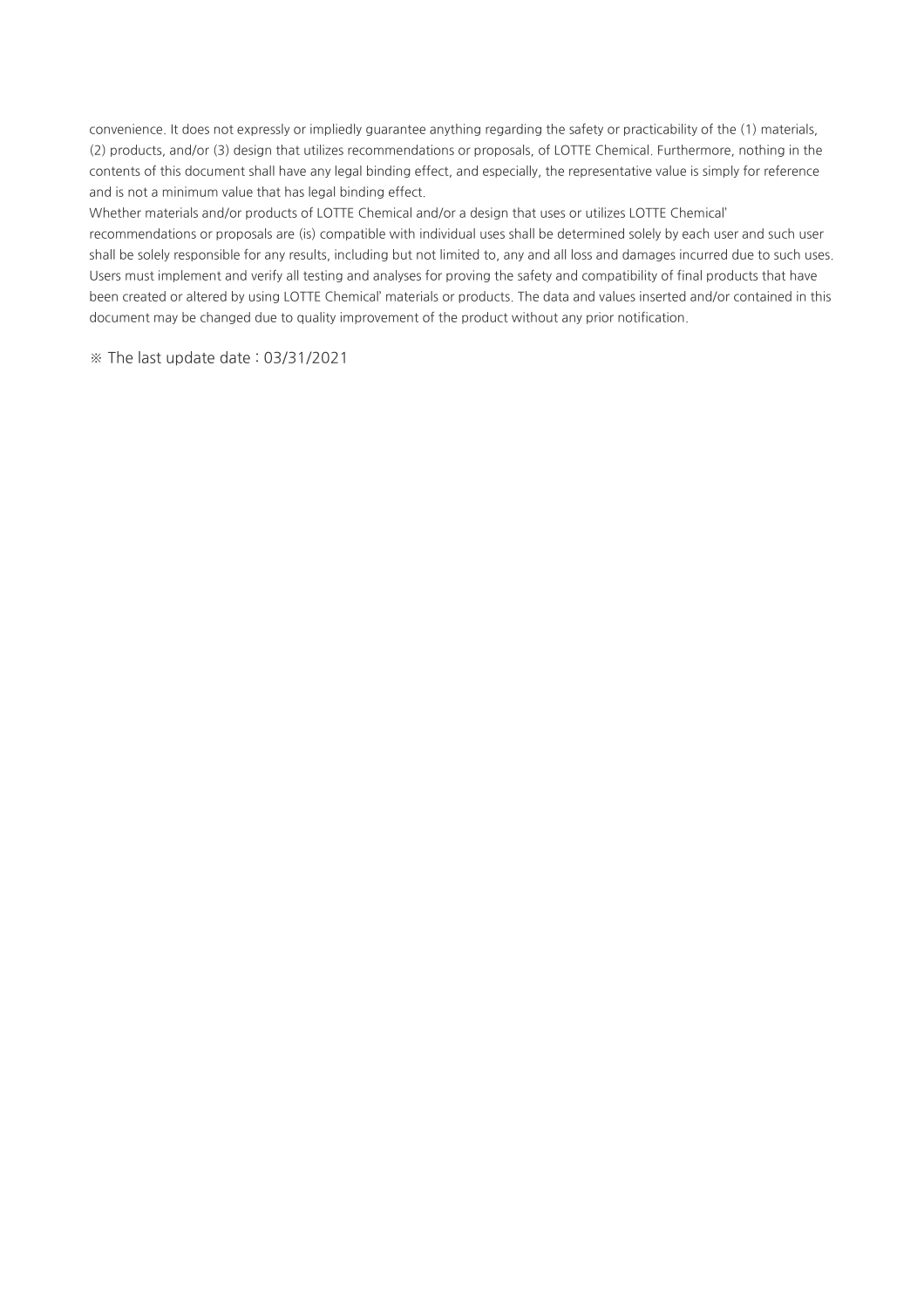convenience. It does not expressly or impliedly guarantee anything regarding the safety or practicability of the (1) materials, (2) products, and/or (3) design that utilizes recommendations or proposals, of LOTTE Chemical. Furthermore, nothing in the contents of this document shall have any legal binding effect, and especially, the representative value is simply for reference and is not a minimum value that has legal binding effect.

Whether materials and/or products of LOTTE Chemical and/or a design that uses or utilizes LOTTE Chemical' recommendations or proposals are (is) compatible with individual uses shall be determined solely by each user and such user shall be solely responsible for any results, including but not limited to, any and all loss and damages incurred due to such uses. Users must implement and verify all testing and analyses for proving the safety and compatibility of final products that have been created or altered by using LOTTE Chemical' materials or products. The data and values inserted and/or contained in this document may be changed due to quality improvement of the product without any prior notification.

※ The last update date : 03/31/2021